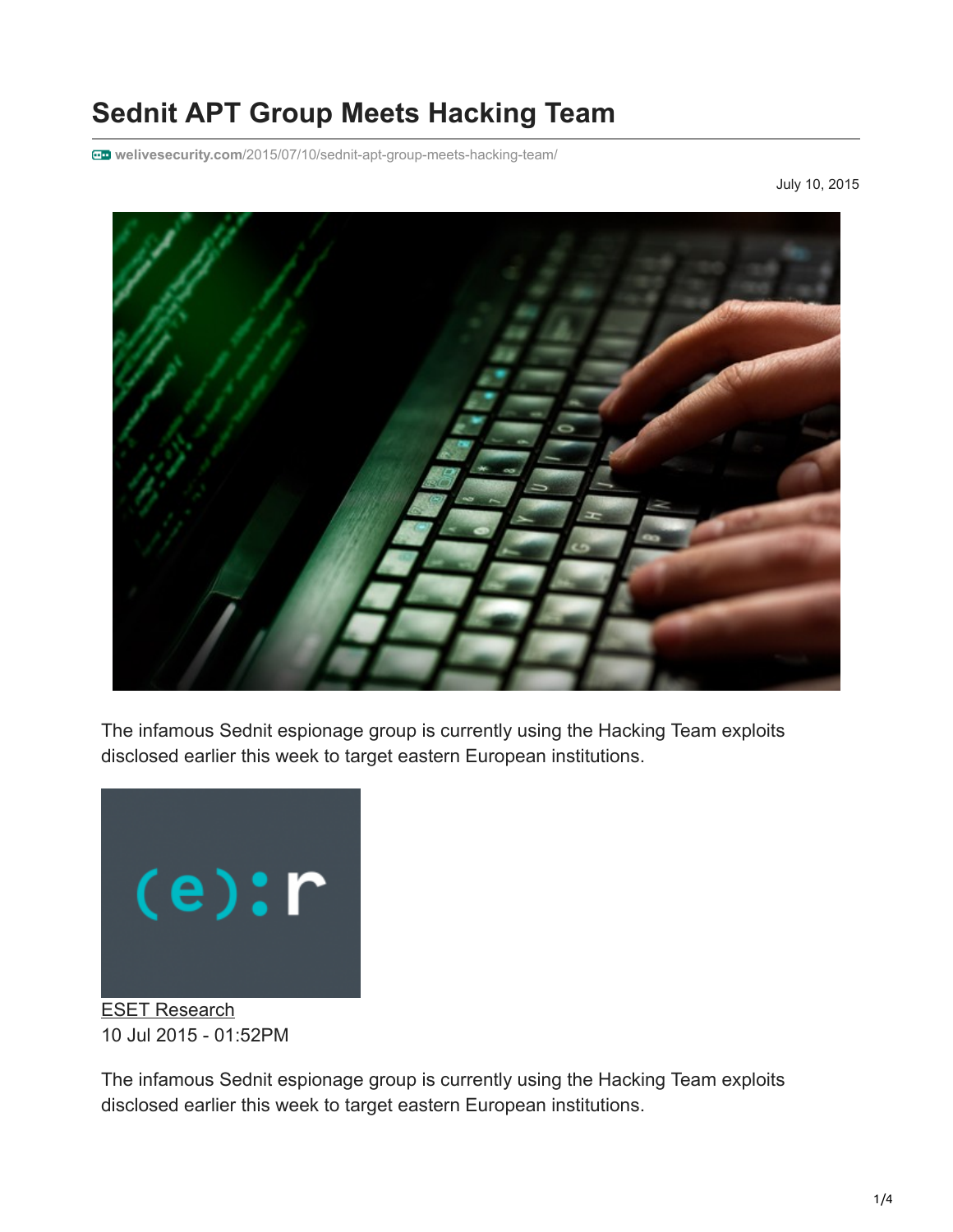# Sednit APT Group Meets Hacking Team

welivesecurity.com/2015/07/10/sednit-apt-group-meets-hacking-team/

July 10, 2015

The infamous Sednit espionage group is currently using the Hacking Team exploits disclosed earlier this week to target eastern European institutions.

ESET Research
10 Jul 2015 - 01:52PM

The infamous Sednit espionage group is currently using the Hacking Team exploits disclosed earlier this week to target eastern European institutions.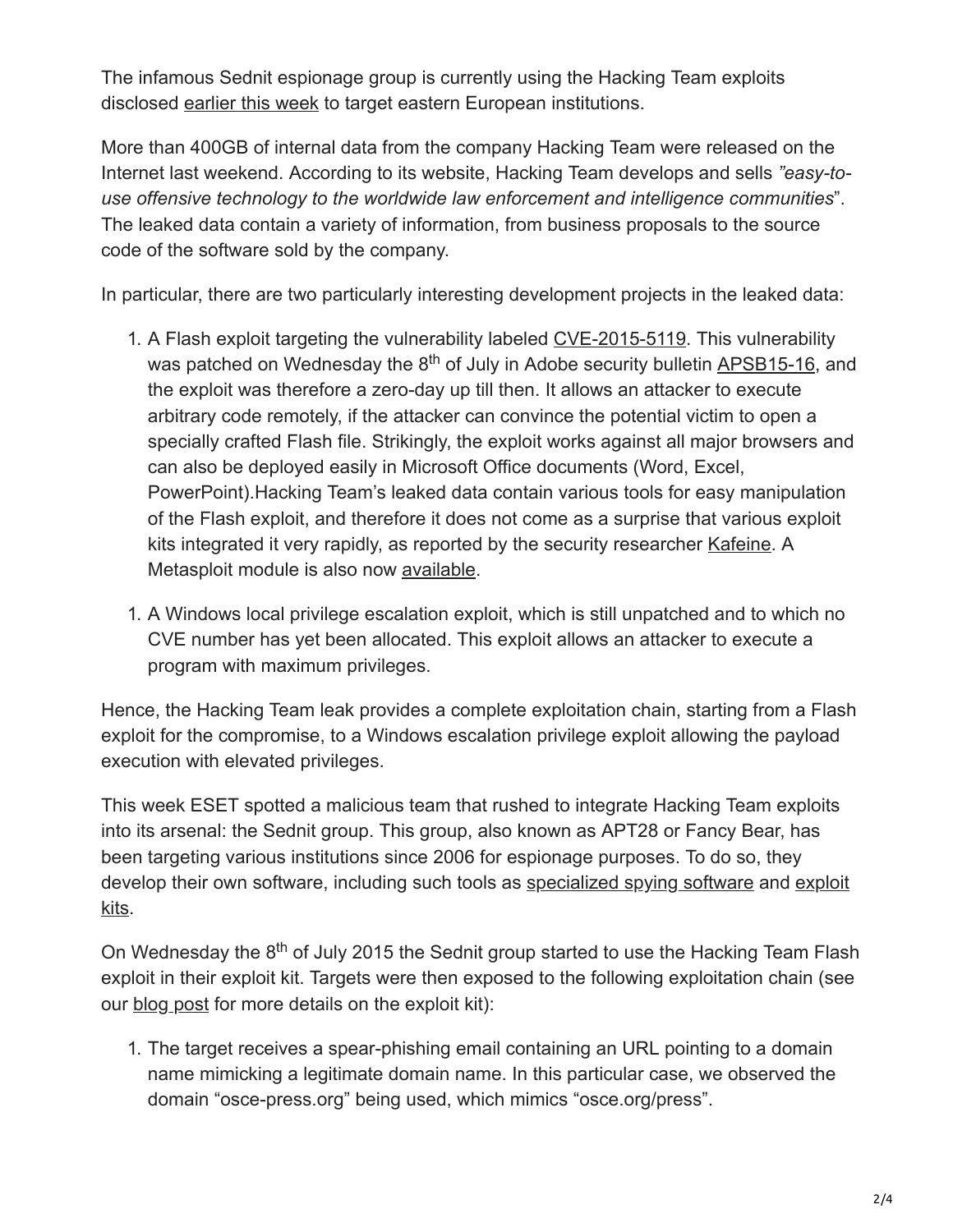The infamous Sednit espionage group is currently using the Hacking Team exploits disclosed earlier this week to target eastern European institutions.

More than 400GB of internal data from the company Hacking Team were released on the Internet last weekend. According to its website, Hacking Team develops and sells *"easy-to-use offensive technology to the worldwide law enforcement and intelligence communities*". The leaked data contain a variety of information, from business proposals to the source code of the software sold by the company.

In particular, there are two particularly interesting development projects in the leaked data:

1. A Flash exploit targeting the vulnerability labeled CVE-2015-5119. This vulnerability was patched on Wednesday the 8th of July in Adobe security bulletin APSB15-16, and the exploit was therefore a zero-day up till then. It allows an attacker to execute arbitrary code remotely, if the attacker can convince the potential victim to open a specially crafted Flash file. Strikingly, the exploit works against all major browsers and can also be deployed easily in Microsoft Office documents (Word, Excel, PowerPoint).Hacking Team's leaked data contain various tools for easy manipulation of the Flash exploit, and therefore it does not come as a surprise that various exploit kits integrated it very rapidly, as reported by the security researcher Kafeine. A Metasploit module is also now available.

1. A Windows local privilege escalation exploit, which is still unpatched and to which no CVE number has yet been allocated. This exploit allows an attacker to execute a program with maximum privileges.

Hence, the Hacking Team leak provides a complete exploitation chain, starting from a Flash exploit for the compromise, to a Windows escalation privilege exploit allowing the payload execution with elevated privileges.

This week ESET spotted a malicious team that rushed to integrate Hacking Team exploits into its arsenal: the Sednit group. This group, also known as APT28 or Fancy Bear, has been targeting various institutions since 2006 for espionage purposes. To do so, they develop their own software, including such tools as specialized spying software and exploit kits.

On Wednesday the 8th of July 2015 the Sednit group started to use the Hacking Team Flash exploit in their exploit kit. Targets were then exposed to the following exploitation chain (see our blog post for more details on the exploit kit):

1. The target receives a spear-phishing email containing an URL pointing to a domain name mimicking a legitimate domain name. In this particular case, we observed the domain "osce-press.org" being used, which mimics "osce.org/press".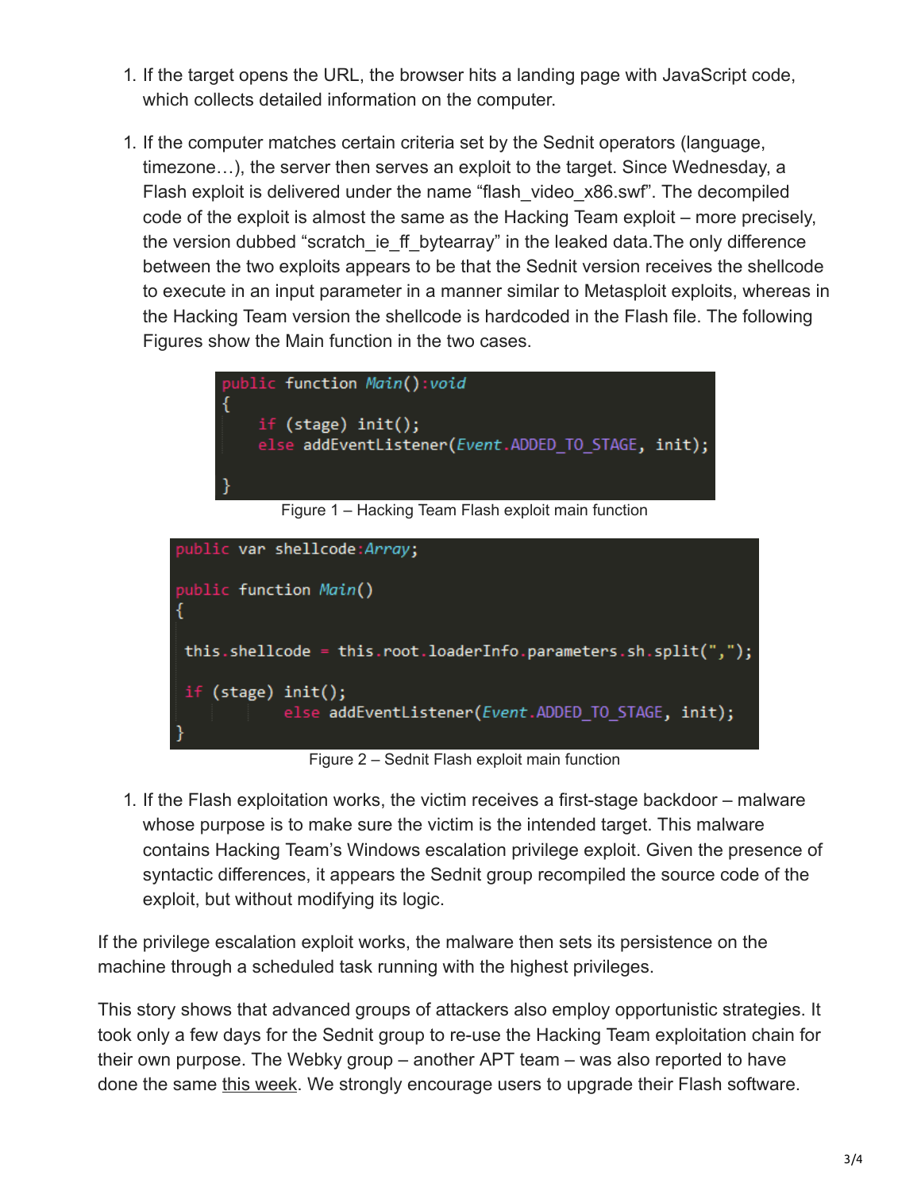1. If the target opens the URL, the browser hits a landing page with JavaScript code, which collects detailed information on the computer.

1. If the computer matches certain criteria set by the Sednit operators (language, timezone…), the server then serves an exploit to the target. Since Wednesday, a Flash exploit is delivered under the name "flash_video_x86.swf". The decompiled code of the exploit is almost the same as the Hacking Team exploit – more precisely, the version dubbed "scratch_ie_ff_bytearray" in the leaked data.The only difference between the two exploits appears to be that the Sednit version receives the shellcode to execute in an input parameter in a manner similar to Metasploit exploits, whereas in the Hacking Team version the shellcode is hardcoded in the Flash file. The following Figures show the Main function in the two cases.

```
public function Main():void
{
    if (stage) init();
    else addEventListener(Event.ADDED_TO_STAGE, init);

}
```

Figure 1 – Hacking Team Flash exploit main function

```
public var shellcode:Array;

public function Main()
{

 this.shellcode = this.root.loaderInfo.parameters.sh.split(",");

 if (stage) init();
        else addEventListener(Event.ADDED_TO_STAGE, init);
}
```

Figure 2 – Sednit Flash exploit main function

1. If the Flash exploitation works, the victim receives a first-stage backdoor – malware whose purpose is to make sure the victim is the intended target. This malware contains Hacking Team's Windows escalation privilege exploit. Given the presence of syntactic differences, it appears the Sednit group recompiled the source code of the exploit, but without modifying its logic.

If the privilege escalation exploit works, the malware then sets its persistence on the machine through a scheduled task running with the highest privileges.

This story shows that advanced groups of attackers also employ opportunistic strategies. It took only a few days for the Sednit group to re-use the Hacking Team exploitation chain for their own purpose. The Webky group – another APT team – was also reported to have done the same this week. We strongly encourage users to upgrade their Flash software.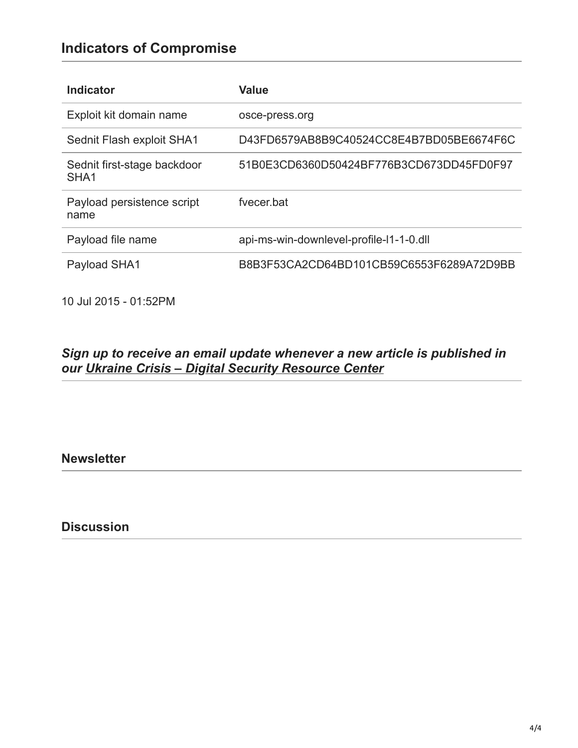## Indicators of Compromise

| Indicator | Value |
| --- | --- |
| Exploit kit domain name | osce-press.org |
| Sednit Flash exploit SHA1 | D43FD6579AB8B9C40524CC8E4B7BD05BE6674F6C |
| Sednit first-stage backdoor SHA1 | 51B0E3CD6360D50424BF776B3CD673DD45FD0F97 |
| Payload persistence script name | fvecer.bat |
| Payload file name | api-ms-win-downlevel-profile-l1-1-0.dll |
| Payload SHA1 | B8B3F53CA2CD64BD101CB59C6553F6289A72D9BB |

10 Jul 2015 - 01:52PM

### *Sign up to receive an email update whenever a new article is published in our [Ukraine Crisis – Digital Security Resource Center]*

### Newsletter

### Discussion